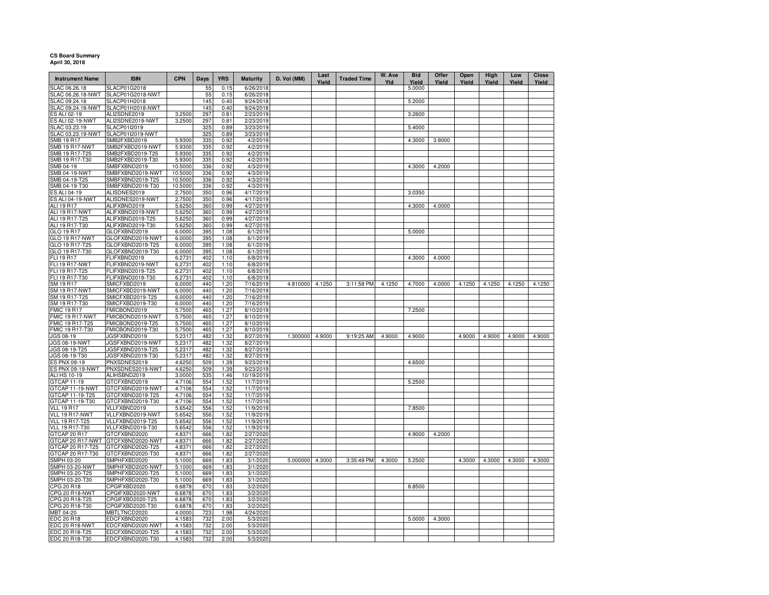**CS Board Summary**
**April 30, 2018**

| Instrument Name | ISIN | CPN | Days | YRS | Maturity | D. Vol (MM) | Last Yield | Traded Time | W. Ave Yld | Bid Yield | Offer Yield | Open Yield | High Yield | Low Yield | Close Yield |
|---|---|---|---|---|---|---|---|---|---|---|---|---|---|---|---|
| SLAC 06.26.18 | SLACP01G2018 | | 55 | 0.15 | 6/26/2018 | | | | | 5.0000 | | | | | |
| SLAC 06.26.18-NWT | SLACP01G2018-NWT | | 55 | 0.15 | 6/26/2018 | | | | | | | | | | |
| SLAC 09.24.18 | SLACP01H2018 | | 145 | 0.40 | 9/24/2018 | | | | | 5.2000 | | | | | |
| SLAC 09.24.18-NWT | SLACP01H2018-NWT | | 145 | 0.40 | 9/24/2018 | | | | | | | | | | |
| ES ALI 02-19 | ALI2SDNE2019 | 3.2500 | 297 | 0.81 | 2/23/2019 | | | | | 3.2600 | | | | | |
| ES ALI 02-19-NWT | ALI2SDNE2019-NWT | 3.2500 | 297 | 0.81 | 2/23/2019 | | | | | | | | | | |
| SLAC 03.23.19 | SLACP01I2019 | | 325 | 0.89 | 3/23/2019 | | | | | 5.4000 | | | | | |
| SLAC 03.23.19-NWT | SLACP01I2019-NWT | | 325 | 0.89 | 3/23/2019 | | | | | | | | | | |
| SMB 19 R17 | SMB2FXBD2019 | 5.9300 | 335 | 0.92 | 4/2/2019 | | | | | 4.3000 | 3.9000 | | | | |
| SMB 19 R17-NWT | SMB2FXBD2019-NWT | 5.9300 | 335 | 0.92 | 4/2/2019 | | | | | | | | | | |
| SMB 19 R17-T25 | SMB2FXBD2019-T25 | 5.9300 | 335 | 0.92 | 4/2/2019 | | | | | | | | | | |
| SMB 19 R17-T30 | SMB2FXBD2019-T30 | 5.9300 | 335 | 0.92 | 4/2/2019 | | | | | | | | | | |
| SMB 04-19 | SMBFXBND2019 | 10.5000 | 336 | 0.92 | 4/3/2019 | | | | | 4.3000 | 4.2000 | | | | |
| SMB 04-19-NWT | SMBFXBND2019-NWT | 10.5000 | 336 | 0.92 | 4/3/2019 | | | | | | | | | | |
| SMB 04-19-T25 | SMBFXBND2019-T25 | 10.5000 | 336 | 0.92 | 4/3/2019 | | | | | | | | | | |
| SMB 04-19-T30 | SMBFXBND2019-T30 | 10.5000 | 336 | 0.92 | 4/3/2019 | | | | | | | | | | |
| ES ALI 04-19 | ALISDNES2019 | 2.7500 | 350 | 0.96 | 4/17/2019 | | | | | 3.0350 | | | | | |
| ES ALI 04-19-NWT | ALISDNES2019-NWT | 2.7500 | 350 | 0.96 | 4/17/2019 | | | | | | | | | | |
| ALI 19 R17 | ALIFXBND2019 | 5.6250 | 360 | 0.99 | 4/27/2019 | | | | | 4.3000 | 4.0000 | | | | |
| ALI 19 R17-NWT | ALIFXBND2019-NWT | 5.6250 | 360 | 0.99 | 4/27/2019 | | | | | | | | | | |
| ALI 19 R17-T25 | ALIFXBND2019-T25 | 5.6250 | 360 | 0.99 | 4/27/2019 | | | | | | | | | | |
| ALI 19 R17-T30 | ALIFXBND2019-T30 | 5.6250 | 360 | 0.99 | 4/27/2019 | | | | | | | | | | |
| GLO 19 R17 | GLOFXBND2019 | 6.0000 | 395 | 1.08 | 6/1/2019 | | | | | 5.0000 | | | | | |
| GLO 19 R17-NWT | GLOFXBND2019-NWT | 6.0000 | 395 | 1.08 | 6/1/2019 | | | | | | | | | | |
| GLO 19 R17-T25 | GLOFXBND2019-T25 | 6.0000 | 395 | 1.08 | 6/1/2019 | | | | | | | | | | |
| GLO 19 R17-T30 | GLOFXBND2019-T30 | 6.0000 | 395 | 1.08 | 6/1/2019 | | | | | | | | | | |
| FLI 19 R17 | FLIFXBND2019 | 6.2731 | 402 | 1.10 | 6/8/2019 | | | | | 4.3000 | 4.0000 | | | | |
| FLI 19 R17-NWT | FLIFXBND2019-NWT | 6.2731 | 402 | 1.10 | 6/8/2019 | | | | | | | | | | |
| FLI 19 R17-T25 | FLIFXBND2019-T25 | 6.2731 | 402 | 1.10 | 6/8/2019 | | | | | | | | | | |
| FLI 19 R17-T30 | FLIFXBND2019-T30 | 6.2731 | 402 | 1.10 | 6/8/2019 | | | | | | | | | | |
| SM 19 R17 | SMICFXBD2019 | 6.0000 | 440 | 1.20 | 7/16/2019 | 4.810000 | 4.1250 | 3:11:58 PM | 4.1250 | 4.7000 | 4.0000 | 4.1250 | 4.1250 | 4.1250 | 4.1250 |
| SM 19 R17-NWT | SMICFXBD2019-NWT | 6.0000 | 440 | 1.20 | 7/16/2019 | | | | | | | | | | |
| SM 19 R17-T25 | SMICFXBD2019-T25 | 6.0000 | 440 | 1.20 | 7/16/2019 | | | | | | | | | | |
| SM 19 R17-T30 | SMICFXBD2019-T30 | 6.0000 | 440 | 1.20 | 7/16/2019 | | | | | | | | | | |
| FMIC 19 R17 | FMICBOND2019 | 5.7500 | 465 | 1.27 | 8/10/2019 | | | | | 7.2500 | | | | | |
| FMIC 19 R17-NWT | FMICBOND2019-NWT | 5.7500 | 465 | 1.27 | 8/10/2019 | | | | | | | | | | |
| FMIC 19 R17-T25 | FMICBOND2019-T25 | 5.7500 | 465 | 1.27 | 8/10/2019 | | | | | | | | | | |
| FMIC 19 R17-T30 | FMICBOND2019-T30 | 5.7500 | 465 | 1.27 | 8/10/2019 | | | | | | | | | | |
| JGS 08-19 | JGSFXBND2019 | 5.2317 | 482 | 1.32 | 8/27/2019 | 1.300000 | 4.9000 | 9:19:25 AM | 4.9000 | 4.9000 | | 4.9000 | 4.9000 | 4.9000 | 4.9000 |
| JGS 08-19-NWT | JGSFXBND2019-NWT | 5.2317 | 482 | 1.32 | 8/27/2019 | | | | | | | | | | |
| JGS 08-19-T25 | JGSFXBND2019-T25 | 5.2317 | 482 | 1.32 | 8/27/2019 | | | | | | | | | | |
| JGS 08-19-T30 | JGSFXBND2019-T30 | 5.2317 | 482 | 1.32 | 8/27/2019 | | | | | | | | | | |
| ES PNX 09-19 | PNXSDNES2019 | 4.6250 | 509 | 1.39 | 9/23/2019 | | | | | 4.6500 | | | | | |
| ES PNX 09-19-NWT | PNXSDNES2019-NWT | 4.6250 | 509 | 1.39 | 9/23/2019 | | | | | | | | | | |
| ALI HS 10-19 | ALIHSBND2019 | 3.0000 | 535 | 1.46 | 10/19/2019 | | | | | | | | | | |
| GTCAP 11-19 | GTCFXBND2019 | 4.7106 | 554 | 1.52 | 11/7/2019 | | | | | 5.2500 | | | | | |
| GTCAP 11-19-NWT | GTCFXBND2019-NWT | 4.7106 | 554 | 1.52 | 11/7/2019 | | | | | | | | | | |
| GTCAP 11-19-T25 | GTCFXBND2019-T25 | 4.7106 | 554 | 1.52 | 11/7/2019 | | | | | | | | | | |
| GTCAP 11-19-T30 | GTCFXBND2019-T30 | 4.7106 | 554 | 1.52 | 11/7/2019 | | | | | | | | | | |
| VLL 19 R17 | VLLFXBND2019 | 5.6542 | 556 | 1.52 | 11/9/2019 | | | | | 7.8500 | | | | | |
| VLL 19 R17-NWT | VLLFXBND2019-NWT | 5.6542 | 556 | 1.52 | 11/9/2019 | | | | | | | | | | |
| VLL 19 R17-T25 | VLLFXBND2019-T25 | 5.6542 | 556 | 1.52 | 11/9/2019 | | | | | | | | | | |
| VLL 19 R17-T30 | VLLFXBND2019-T30 | 5.6542 | 556 | 1.52 | 11/9/2019 | | | | | | | | | | |
| GTCAP 20 R17 | GTCFXBND2020 | 4.8371 | 666 | 1.82 | 2/27/2020 | | | | | 4.9000 | 4.2000 | | | | |
| GTCAP 20 R17-NWT | GTCFXBND2020-NWT | 4.8371 | 666 | 1.82 | 2/27/2020 | | | | | | | | | | |
| GTCAP 20 R17-T25 | GTCFXBND2020-T25 | 4.8371 | 666 | 1.82 | 2/27/2020 | | | | | | | | | | |
| GTCAP 20 R17-T30 | GTCFXBND2020-T30 | 4.8371 | 666 | 1.82 | 2/27/2020 | | | | | | | | | | |
| SMPH 03-20 | SMPHFXBD2020 | 5.1000 | 669 | 1.83 | 3/1/2020 | 5.000000 | 4.3000 | 3:35:49 PM | 4.3000 | 5.2500 | | 4.3000 | 4.3000 | 4.3000 | 4.3000 |
| SMPH 03-20-NWT | SMPHFXBD2020-NWT | 5.1000 | 669 | 1.83 | 3/1/2020 | | | | | | | | | | |
| SMPH 03-20-T25 | SMPHFXBD2020-T25 | 5.1000 | 669 | 1.83 | 3/1/2020 | | | | | | | | | | |
| SMPH 03-20-T30 | SMPHFXBD2020-T30 | 5.1000 | 669 | 1.83 | 3/1/2020 | | | | | | | | | | |
| CPG 20 R18 | CPGIFXBD2020 | 6.6878 | 670 | 1.83 | 3/2/2020 | | | | | 8.8500 | | | | | |
| CPG 20 R18-NWT | CPGIFXBD2020-NWT | 6.6878 | 670 | 1.83 | 3/2/2020 | | | | | | | | | | |
| CPG 20 R18-T25 | CPGIFXBD2020-T25 | 6.6878 | 670 | 1.83 | 3/2/2020 | | | | | | | | | | |
| CPG 20 R18-T30 | CPGIFXBD2020-T30 | 6.6878 | 670 | 1.83 | 3/2/2020 | | | | | | | | | | |
| MBT 04-20 | MBTLTNCD2020 | 4.0000 | 723 | 1.98 | 4/24/2020 | | | | | | | | | | |
| EDC 20 R18 | EDCFXBND2020 | 4.1583 | 732 | 2.00 | 5/3/2020 | | | | | 5.0000 | 4.3000 | | | | |
| EDC 20 R18-NWT | EDCFXBND2020-NWT | 4.1583 | 732 | 2.00 | 5/3/2020 | | | | | | | | | | |
| EDC 20 R18-T25 | EDCFXBND2020-T25 | 4.1583 | 732 | 2.00 | 5/3/2020 | | | | | | | | | | |
| EDC 20 R18-T30 | EDCFXBND2020-T30 | 4.1583 | 732 | 2.00 | 5/3/2020 | | | | | | | | | | |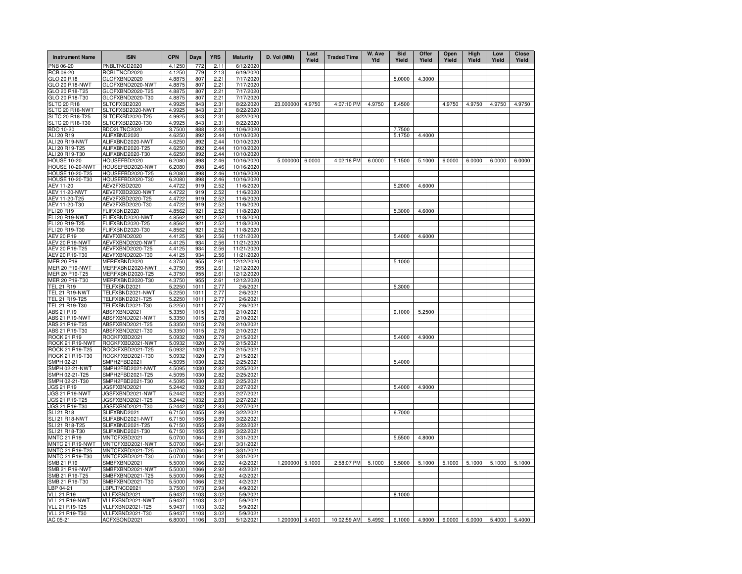| Instrument Name | ISIN | CPN | Days | YRS | Maturity | D. Vol (MM) | Last Yield | Traded Time | W. Ave Yld | Bid Yield | Offer Yield | Open Yield | High Yield | Low Yield | Close Yield |
|---|---|---|---|---|---|---|---|---|---|---|---|---|---|---|---|
| PNB 06-20 | PNBLTNCD2020 | 4.1250 | 772 | 2.11 | 6/12/2020 | | | | | | | | | | |
| RCB 06-20 | RCBLTNCD2020 | 4.1250 | 779 | 2.13 | 6/19/2020 | | | | | | | | | | |
| GLO 20 R18 | GLOFXBND2020 | 4.8875 | 807 | 2.21 | 7/17/2020 | | | | | 5.0000 | 4.3000 | | | | |
| GLO 20 R18-NWT | GLOFXBND2020-NWT | 4.8875 | 807 | 2.21 | 7/17/2020 | | | | | | | | | | |
| GLO 20 R18-T25 | GLOFXBND2020-T25 | 4.8875 | 807 | 2.21 | 7/17/2020 | | | | | | | | | | |
| GLO 20 R18-T30 | GLOFXBND2020-T30 | 4.8875 | 807 | 2.21 | 7/17/2020 | | | | | | | | | | |
| SLTC 20 R18 | SLTCFXBD2020 | 4.9925 | 843 | 2.31 | 8/22/2020 | 23.000000 | 4.9750 | 4:07:10 PM | 4.9750 | 8.4500 | | 4.9750 | 4.9750 | 4.9750 | 4.9750 |
| SLTC 20 R18-NWT | SLTCFXBD2020-NWT | 4.9925 | 843 | 2.31 | 8/22/2020 | | | | | | | | | | |
| SLTC 20 R18-T25 | SLTCFXBD2020-T25 | 4.9925 | 843 | 2.31 | 8/22/2020 | | | | | | | | | | |
| SLTC 20 R18-T30 | SLTCFXBD2020-T30 | 4.9925 | 843 | 2.31 | 8/22/2020 | | | | | | | | | | |
| BDO 10-20 | BDO2LTNC2020 | 3.7500 | 888 | 2.43 | 10/6/2020 | | | | | 7.7500 | | | | | |
| ALI 20 R19 | ALIFXBND2020 | 4.6250 | 892 | 2.44 | 10/10/2020 | | | | | 5.1750 | 4.4000 | | | | |
| ALI 20 R19-NWT | ALIFXBND2020-NWT | 4.6250 | 892 | 2.44 | 10/10/2020 | | | | | | | | | | |
| ALI 20 R19-T25 | ALIFXBND2020-T25 | 4.6250 | 892 | 2.44 | 10/10/2020 | | | | | | | | | | |
| ALI 20 R19-T30 | ALIFXBND2020-T30 | 4.6250 | 892 | 2.44 | 10/10/2020 | | | | | | | | | | |
| HOUSE 10-20 | HOUSEFBD2020 | 6.2080 | 898 | 2.46 | 10/16/2020 | 5.000000 | 6.0000 | 4:02:18 PM | 6.0000 | 5.1500 | 5.1000 | 6.0000 | 6.0000 | 6.0000 | 6.0000 |
| HOUSE 10-20-NWT | HOUSEFBD2020-NWT | 6.2080 | 898 | 2.46 | 10/16/2020 | | | | | | | | | | |
| HOUSE 10-20-T25 | HOUSEFBD2020-T25 | 6.2080 | 898 | 2.46 | 10/16/2020 | | | | | | | | | | |
| HOUSE 10-20-T30 | HOUSEFBD2020-T30 | 6.2080 | 898 | 2.46 | 10/16/2020 | | | | | | | | | | |
| AEV 11-20 | AEV2FXBD2020 | 4.4722 | 919 | 2.52 | 11/6/2020 | | | | | 5.2000 | 4.6000 | | | | |
| AEV 11-20-NWT | AEV2FXBD2020-NWT | 4.4722 | 919 | 2.52 | 11/6/2020 | | | | | | | | | | |
| AEV 11-20-T25 | AEV2FXBD2020-T25 | 4.4722 | 919 | 2.52 | 11/6/2020 | | | | | | | | | | |
| AEV 11-20-T30 | AEV2FXBD2020-T30 | 4.4722 | 919 | 2.52 | 11/6/2020 | | | | | | | | | | |
| FLI 20 R19 | FLIFXBND2020 | 4.8562 | 921 | 2.52 | 11/8/2020 | | | | | 5.3000 | 4.6000 | | | | |
| FLI 20 R19-NWT | FLIFXBND2020-NWT | 4.8562 | 921 | 2.52 | 11/8/2020 | | | | | | | | | | |
| FLI 20 R19-T25 | FLIFXBND2020-T25 | 4.8562 | 921 | 2.52 | 11/8/2020 | | | | | | | | | | |
| FLI 20 R19-T30 | FLIFXBND2020-T30 | 4.8562 | 921 | 2.52 | 11/8/2020 | | | | | | | | | | |
| AEV 20 R19 | AEVFXBND2020 | 4.4125 | 934 | 2.56 | 11/21/2020 | | | | | 5.4000 | 4.6000 | | | | |
| AEV 20 R19-NWT | AEVFXBND2020-NWT | 4.4125 | 934 | 2.56 | 11/21/2020 | | | | | | | | | | |
| AEV 20 R19-T25 | AEVFXBND2020-T25 | 4.4125 | 934 | 2.56 | 11/21/2020 | | | | | | | | | | |
| AEV 20 R19-T30 | AEVFXBND2020-T30 | 4.4125 | 934 | 2.56 | 11/21/2020 | | | | | | | | | | |
| MER 20 P19 | MERFXBND2020 | 4.3750 | 955 | 2.61 | 12/12/2020 | | | | | 5.1000 | | | | | |
| MER 20 P19-NWT | MERFXBND2020-NWT | 4.3750 | 955 | 2.61 | 12/12/2020 | | | | | | | | | | |
| MER 20 P19-T25 | MERFXBND2020-T25 | 4.3750 | 955 | 2.61 | 12/12/2020 | | | | | | | | | | |
| MER 20 P19-T30 | MERFXBND2020-T30 | 4.3750 | 955 | 2.61 | 12/12/2020 | | | | | | | | | | |
| TEL 21 R19 | TELFXBND2021 | 5.2250 | 1011 | 2.77 | 2/6/2021 | | | | | 5.3000 | | | | | |
| TEL 21 R19-NWT | TELFXBND2021-NWT | 5.2250 | 1011 | 2.77 | 2/6/2021 | | | | | | | | | | |
| TEL 21 R19-T25 | TELFXBND2021-T25 | 5.2250 | 1011 | 2.77 | 2/6/2021 | | | | | | | | | | |
| TEL 21 R19-T30 | TELFXBND2021-T30 | 5.2250 | 1011 | 2.77 | 2/6/2021 | | | | | | | | | | |
| ABS 21 R19 | ABSFXBND2021 | 5.3350 | 1015 | 2.78 | 2/10/2021 | | | | | 9.1000 | 5.2500 | | | | |
| ABS 21 R19-NWT | ABSFXBND2021-NWT | 5.3350 | 1015 | 2.78 | 2/10/2021 | | | | | | | | | | |
| ABS 21 R19-T25 | ABSFXBND2021-T25 | 5.3350 | 1015 | 2.78 | 2/10/2021 | | | | | | | | | | |
| ABS 21 R19-T30 | ABSFXBND2021-T30 | 5.3350 | 1015 | 2.78 | 2/10/2021 | | | | | | | | | | |
| ROCK 21 R19 | ROCKFXBD2021 | 5.0932 | 1020 | 2.79 | 2/15/2021 | | | | | 5.4000 | 4.9000 | | | | |
| ROCK 21 R19-NWT | ROCKFXBD2021-NWT | 5.0932 | 1020 | 2.79 | 2/15/2021 | | | | | | | | | | |
| ROCK 21 R19-T25 | ROCKFXBD2021-T25 | 5.0932 | 1020 | 2.79 | 2/15/2021 | | | | | | | | | | |
| ROCK 21 R19-T30 | ROCKFXBD2021-T30 | 5.0932 | 1020 | 2.79 | 2/15/2021 | | | | | | | | | | |
| SMPH 02-21 | SMPH2FBD2021 | 4.5095 | 1030 | 2.82 | 2/25/2021 | | | | | 5.4000 | | | | | |
| SMPH 02-21-NWT | SMPH2FBD2021-NWT | 4.5095 | 1030 | 2.82 | 2/25/2021 | | | | | | | | | | |
| SMPH 02-21-T25 | SMPH2FBD2021-T25 | 4.5095 | 1030 | 2.82 | 2/25/2021 | | | | | | | | | | |
| SMPH 02-21-T30 | SMPH2FBD2021-T30 | 4.5095 | 1030 | 2.82 | 2/25/2021 | | | | | | | | | | |
| JGS 21 R19 | JGSFXBND2021 | 5.2442 | 1032 | 2.83 | 2/27/2021 | | | | | 5.4000 | 4.9000 | | | | |
| JGS 21 R19-NWT | JGSFXBND2021-NWT | 5.2442 | 1032 | 2.83 | 2/27/2021 | | | | | | | | | | |
| JGS 21 R19-T25 | JGSFXBND2021-T25 | 5.2442 | 1032 | 2.83 | 2/27/2021 | | | | | | | | | | |
| JGS 21 R19-T30 | JGSFXBND2021-T30 | 5.2442 | 1032 | 2.83 | 2/27/2021 | | | | | | | | | | |
| SLI 21 R18 | SLIFXBND2021 | 6.7150 | 1055 | 2.89 | 3/22/2021 | | | | | 6.7000 | | | | | |
| SLI 21 R18-NWT | SLIFXBND2021-NWT | 6.7150 | 1055 | 2.89 | 3/22/2021 | | | | | | | | | | |
| SLI 21 R18-T25 | SLIFXBND2021-T25 | 6.7150 | 1055 | 2.89 | 3/22/2021 | | | | | | | | | | |
| SLI 21 R18-T30 | SLIFXBND2021-T30 | 6.7150 | 1055 | 2.89 | 3/22/2021 | | | | | | | | | | |
| MNTC 21 R19 | MNTCFXBD2021 | 5.0700 | 1064 | 2.91 | 3/31/2021 | | | | | 5.5500 | 4.8000 | | | | |
| MNTC 21 R19-NWT | MNTCFXBD2021-NWT | 5.0700 | 1064 | 2.91 | 3/31/2021 | | | | | | | | | | |
| MNTC 21 R19-T25 | MNTCFXBD2021-T25 | 5.0700 | 1064 | 2.91 | 3/31/2021 | | | | | | | | | | |
| MNTC 21 R19-T30 | MNTCFXBD2021-T30 | 5.0700 | 1064 | 2.91 | 3/31/2021 | | | | | | | | | | |
| SMB 21 R19 | SMBFXBND2021 | 5.5000 | 1066 | 2.92 | 4/2/2021 | 1.200000 | 5.1000 | 2:58:07 PM | 5.1000 | 5.5000 | 5.1000 | 5.1000 | 5.1000 | 5.1000 | 5.1000 |
| SMB 21 R19-NWT | SMBFXBND2021-NWT | 5.5000 | 1066 | 2.92 | 4/2/2021 | | | | | | | | | | |
| SMB 21 R19-T25 | SMBFXBND2021-T25 | 5.5000 | 1066 | 2.92 | 4/2/2021 | | | | | | | | | | |
| SMB 21 R19-T30 | SMBFXBND2021-T30 | 5.5000 | 1066 | 2.92 | 4/2/2021 | | | | | | | | | | |
| LBP 04-21 | LBPLTNCD2021 | 3.7500 | 1073 | 2.94 | 4/9/2021 | | | | | | | | | | |
| VLL 21 R19 | VLLFXBND2021 | 5.9437 | 1103 | 3.02 | 5/9/2021 | | | | | 8.1000 | | | | | |
| VLL 21 R19-NWT | VLLFXBND2021-NWT | 5.9437 | 1103 | 3.02 | 5/9/2021 | | | | | | | | | | |
| VLL 21 R19-T25 | VLLFXBND2021-T25 | 5.9437 | 1103 | 3.02 | 5/9/2021 | | | | | | | | | | |
| VLL 21 R19-T30 | VLLFXBND2021-T30 | 5.9437 | 1103 | 3.02 | 5/9/2021 | | | | | | | | | | |
| AC 05-21 | ACFXBOND2021 | 6.8000 | 1106 | 3.03 | 5/12/2021 | 1.200000 | 5.4000 | 10:02:59 AM | 5.4992 | 6.1000 | 4.9000 | 6.0000 | 6.0000 | 5.4000 | 5.4000 |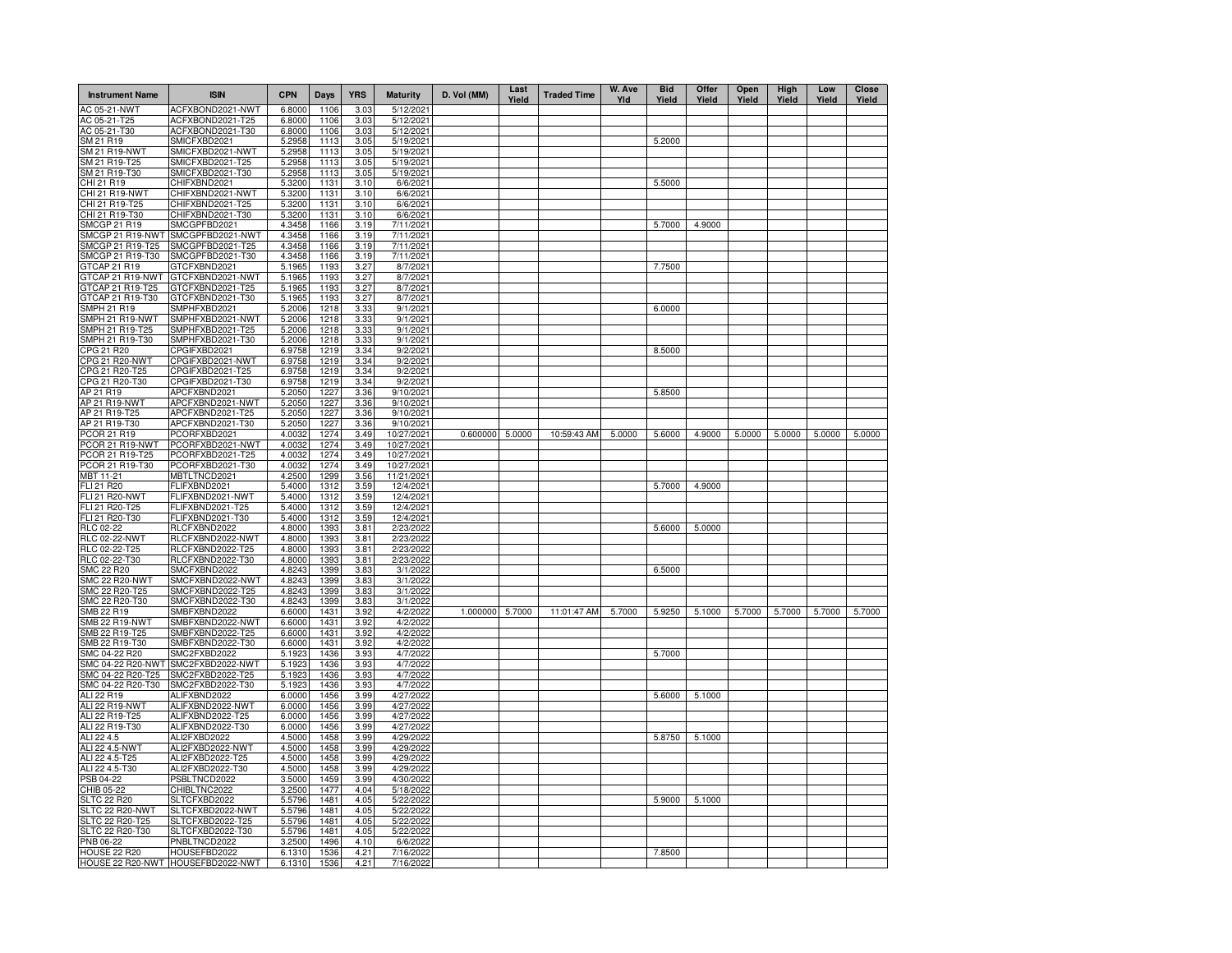| Instrument Name | ISIN | CPN | Days | YRS | Maturity | D. Vol (MM) | Last Yield | Traded Time | W. Ave Yld | Bid Yield | Offer Yield | Open Yield | High Yield | Low Yield | Close Yield |
|---|---|---|---|---|---|---|---|---|---|---|---|---|---|---|---|
| AC 05-21-NWT | ACFXBOND2021-NWT | 6.8000 | 1106 | 3.03 | 5/12/2021 | | | | | | | | | | |
| AC 05-21-T25 | ACFXBOND2021-T25 | 6.8000 | 1106 | 3.03 | 5/12/2021 | | | | | | | | | | |
| AC 05-21-T30 | ACFXBOND2021-T30 | 6.8000 | 1106 | 3.03 | 5/12/2021 | | | | | | | | | | |
| SM 21 R19 | SMICFXBD2021 | 5.2958 | 1113 | 3.05 | 5/19/2021 | | | | | 5.2000 | | | | | |
| SM 21 R19-NWT | SMICFXBD2021-NWT | 5.2958 | 1113 | 3.05 | 5/19/2021 | | | | | | | | | | |
| SM 21 R19-T25 | SMICFXBD2021-T25 | 5.2958 | 1113 | 3.05 | 5/19/2021 | | | | | | | | | | |
| SM 21 R19-T30 | SMICFXBD2021-T30 | 5.2958 | 1113 | 3.05 | 5/19/2021 | | | | | | | | | | |
| CHI 21 R19 | CHIFXBND2021 | 5.3200 | 1131 | 3.10 | 6/6/2021 | | | | | 5.5000 | | | | | |
| CHI 21 R19-NWT | CHIFXBND2021-NWT | 5.3200 | 1131 | 3.10 | 6/6/2021 | | | | | | | | | | |
| CHI 21 R19-T25 | CHIFXBND2021-T25 | 5.3200 | 1131 | 3.10 | 6/6/2021 | | | | | | | | | | |
| CHI 21 R19-T30 | CHIFXBND2021-T30 | 5.3200 | 1131 | 3.10 | 6/6/2021 | | | | | | | | | | |
| SMCGP 21 R19 | SMCGPFBD2021 | 4.3458 | 1166 | 3.19 | 7/11/2021 | | | | | 5.7000 | 4.9000 | | | | |
| SMCGP 21 R19-NWT | SMCGPFBD2021-NWT | 4.3458 | 1166 | 3.19 | 7/11/2021 | | | | | | | | | | |
| SMCGP 21 R19-T25 | SMCGPFBD2021-T25 | 4.3458 | 1166 | 3.19 | 7/11/2021 | | | | | | | | | | |
| SMCGP 21 R19-T30 | SMCGPFBD2021-T30 | 4.3458 | 1166 | 3.19 | 7/11/2021 | | | | | | | | | | |
| GTCAP 21 R19 | GTCFXBND2021 | 5.1965 | 1193 | 3.27 | 8/7/2021 | | | | | 7.7500 | | | | | |
| GTCAP 21 R19-NWT | GTCFXBND2021-NWT | 5.1965 | 1193 | 3.27 | 8/7/2021 | | | | | | | | | | |
| GTCAP 21 R19-T25 | GTCFXBND2021-T25 | 5.1965 | 1193 | 3.27 | 8/7/2021 | | | | | | | | | | |
| GTCAP 21 R19-T30 | GTCFXBND2021-T30 | 5.1965 | 1193 | 3.27 | 8/7/2021 | | | | | | | | | | |
| SMPH 21 R19 | SMPHFXBD2021 | 5.2006 | 1218 | 3.33 | 9/1/2021 | | | | | 6.0000 | | | | | |
| SMPH 21 R19-NWT | SMPHFXBD2021-NWT | 5.2006 | 1218 | 3.33 | 9/1/2021 | | | | | | | | | | |
| SMPH 21 R19-T25 | SMPHFXBD2021-T25 | 5.2006 | 1218 | 3.33 | 9/1/2021 | | | | | | | | | | |
| SMPH 21 R19-T30 | SMPHFXBD2021-T30 | 5.2006 | 1218 | 3.33 | 9/1/2021 | | | | | | | | | | |
| CPG 21 R20 | CPGIFXBD2021 | 6.9758 | 1219 | 3.34 | 9/2/2021 | | | | | 8.5000 | | | | | |
| CPG 21 R20-NWT | CPGIFXBD2021-NWT | 6.9758 | 1219 | 3.34 | 9/2/2021 | | | | | | | | | | |
| CPG 21 R20-T25 | CPGIFXBD2021-T25 | 6.9758 | 1219 | 3.34 | 9/2/2021 | | | | | | | | | | |
| CPG 21 R20-T30 | CPGIFXBD2021-T30 | 6.9758 | 1219 | 3.34 | 9/2/2021 | | | | | | | | | | |
| AP 21 R19 | APCFXBND2021 | 5.2050 | 1227 | 3.36 | 9/10/2021 | | | | | 5.8500 | | | | | |
| AP 21 R19-NWT | APCFXBND2021-NWT | 5.2050 | 1227 | 3.36 | 9/10/2021 | | | | | | | | | | |
| AP 21 R19-T25 | APCFXBND2021-T25 | 5.2050 | 1227 | 3.36 | 9/10/2021 | | | | | | | | | | |
| AP 21 R19-T30 | APCFXBND2021-T30 | 5.2050 | 1227 | 3.36 | 9/10/2021 | | | | | | | | | | |
| PCOR 21 R19 | PCORFXBD2021 | 4.0032 | 1274 | 3.49 | 10/27/2021 | 0.600000 | 5.0000 | 10:59:43 AM | 5.0000 | 5.6000 | 4.9000 | 5.0000 | 5.0000 | 5.0000 | 5.0000 |
| PCOR 21 R19-NWT | PCORFXBD2021-NWT | 4.0032 | 1274 | 3.49 | 10/27/2021 | | | | | | | | | | |
| PCOR 21 R19-T25 | PCORFXBD2021-T25 | 4.0032 | 1274 | 3.49 | 10/27/2021 | | | | | | | | | | |
| PCOR 21 R19-T30 | PCORFXBD2021-T30 | 4.0032 | 1274 | 3.49 | 10/27/2021 | | | | | | | | | | |
| MBT 11-21 | MBTLTNCD2021 | 4.2500 | 1299 | 3.56 | 11/21/2021 | | | | | | | | | | |
| FLI 21 R20 | FLIFXBND2021 | 5.4000 | 1312 | 3.59 | 12/4/2021 | | | | | 5.7000 | 4.9000 | | | | |
| FLI 21 R20-NWT | FLIFXBND2021-NWT | 5.4000 | 1312 | 3.59 | 12/4/2021 | | | | | | | | | | |
| FLI 21 R20-T25 | FLIFXBND2021-T25 | 5.4000 | 1312 | 3.59 | 12/4/2021 | | | | | | | | | | |
| FLI 21 R20-T30 | FLIFXBND2021-T30 | 5.4000 | 1312 | 3.59 | 12/4/2021 | | | | | | | | | | |
| RLC 02-22 | RLCFXBND2022 | 4.8000 | 1393 | 3.81 | 2/23/2022 | | | | | 5.6000 | 5.0000 | | | | |
| RLC 02-22-NWT | RLCFXBND2022-NWT | 4.8000 | 1393 | 3.81 | 2/23/2022 | | | | | | | | | | |
| RLC 02-22-T25 | RLCFXBND2022-T25 | 4.8000 | 1393 | 3.81 | 2/23/2022 | | | | | | | | | | |
| RLC 02-22-T30 | RLCFXBND2022-T30 | 4.8000 | 1393 | 3.81 | 2/23/2022 | | | | | | | | | | |
| SMC 22 R20 | SMCFXBND2022 | 4.8243 | 1399 | 3.83 | 3/1/2022 | | | | | 6.5000 | | | | | |
| SMC 22 R20-NWT | SMCFXBND2022-NWT | 4.8243 | 1399 | 3.83 | 3/1/2022 | | | | | | | | | | |
| SMC 22 R20-T25 | SMCFXBND2022-T25 | 4.8243 | 1399 | 3.83 | 3/1/2022 | | | | | | | | | | |
| SMC 22 R20-T30 | SMCFXBND2022-T30 | 4.8243 | 1399 | 3.83 | 3/1/2022 | | | | | | | | | | |
| SMB 22 R19 | SMBFXBND2022 | 6.6000 | 1431 | 3.92 | 4/2/2022 | 1.000000 | 5.7000 | 11:01:47 AM | 5.7000 | 5.9250 | 5.1000 | 5.7000 | 5.7000 | 5.7000 | 5.7000 |
| SMB 22 R19-NWT | SMBFXBND2022-NWT | 6.6000 | 1431 | 3.92 | 4/2/2022 | | | | | | | | | | |
| SMB 22 R19-T25 | SMBFXBND2022-T25 | 6.6000 | 1431 | 3.92 | 4/2/2022 | | | | | | | | | | |
| SMB 22 R19-T30 | SMBFXBND2022-T30 | 6.6000 | 1431 | 3.92 | 4/2/2022 | | | | | | | | | | |
| SMC 04-22 R20 | SMC2FXBD2022 | 5.1923 | 1436 | 3.93 | 4/7/2022 | | | | | 5.7000 | | | | | |
| SMC 04-22 R20-NWT | SMC2FXBD2022-NWT | 5.1923 | 1436 | 3.93 | 4/7/2022 | | | | | | | | | | |
| SMC 04-22 R20-T25 | SMC2FXBD2022-T25 | 5.1923 | 1436 | 3.93 | 4/7/2022 | | | | | | | | | | |
| SMC 04-22 R20-T30 | SMC2FXBD2022-T30 | 5.1923 | 1436 | 3.93 | 4/7/2022 | | | | | | | | | | |
| ALI 22 R19 | ALIFXBND2022 | 6.0000 | 1456 | 3.99 | 4/27/2022 | | | | | 5.6000 | 5.1000 | | | | |
| ALI 22 R19-NWT | ALIFXBND2022-NWT | 6.0000 | 1456 | 3.99 | 4/27/2022 | | | | | | | | | | |
| ALI 22 R19-T25 | ALIFXBND2022-T25 | 6.0000 | 1456 | 3.99 | 4/27/2022 | | | | | | | | | | |
| ALI 22 R19-T30 | ALIFXBND2022-T30 | 6.0000 | 1456 | 3.99 | 4/27/2022 | | | | | | | | | | |
| ALI 22 4.5 | ALI2FXBD2022 | 4.5000 | 1458 | 3.99 | 4/29/2022 | | | | | 5.8750 | 5.1000 | | | | |
| ALI 22 4.5-NWT | ALI2FXBD2022-NWT | 4.5000 | 1458 | 3.99 | 4/29/2022 | | | | | | | | | | |
| ALI 22 4.5-T25 | ALI2FXBD2022-T25 | 4.5000 | 1458 | 3.99 | 4/29/2022 | | | | | | | | | | |
| ALI 22 4.5-T30 | ALI2FXBD2022-T30 | 4.5000 | 1458 | 3.99 | 4/29/2022 | | | | | | | | | | |
| PSB 04-22 | PSBLTNCD2022 | 3.5000 | 1459 | 3.99 | 4/30/2022 | | | | | | | | | | |
| CHIB 05-22 | CHIBLTNC2022 | 3.2500 | 1477 | 4.04 | 5/18/2022 | | | | | | | | | | |
| SLTC 22 R20 | SLTCFXBD2022 | 5.5796 | 1481 | 4.05 | 5/22/2022 | | | | | 5.9000 | 5.1000 | | | | |
| SLTC 22 R20-NWT | SLTCFXBD2022-NWT | 5.5796 | 1481 | 4.05 | 5/22/2022 | | | | | | | | | | |
| SLTC 22 R20-T25 | SLTCFXBD2022-T25 | 5.5796 | 1481 | 4.05 | 5/22/2022 | | | | | | | | | | |
| SLTC 22 R20-T30 | SLTCFXBD2022-T30 | 5.5796 | 1481 | 4.05 | 5/22/2022 | | | | | | | | | | |
| PNB 06-22 | PNBLTNCD2022 | 3.2500 | 1496 | 4.10 | 6/6/2022 | | | | | | | | | | |
| HOUSE 22 R20 | HOUSEFBD2022 | 6.1310 | 1536 | 4.21 | 7/16/2022 | | | | | 7.8500 | | | | | |
| HOUSE 22 R20-NWT | HOUSEFBD2022-NWT | 6.1310 | 1536 | 4.21 | 7/16/2022 | | | | | | | | | | |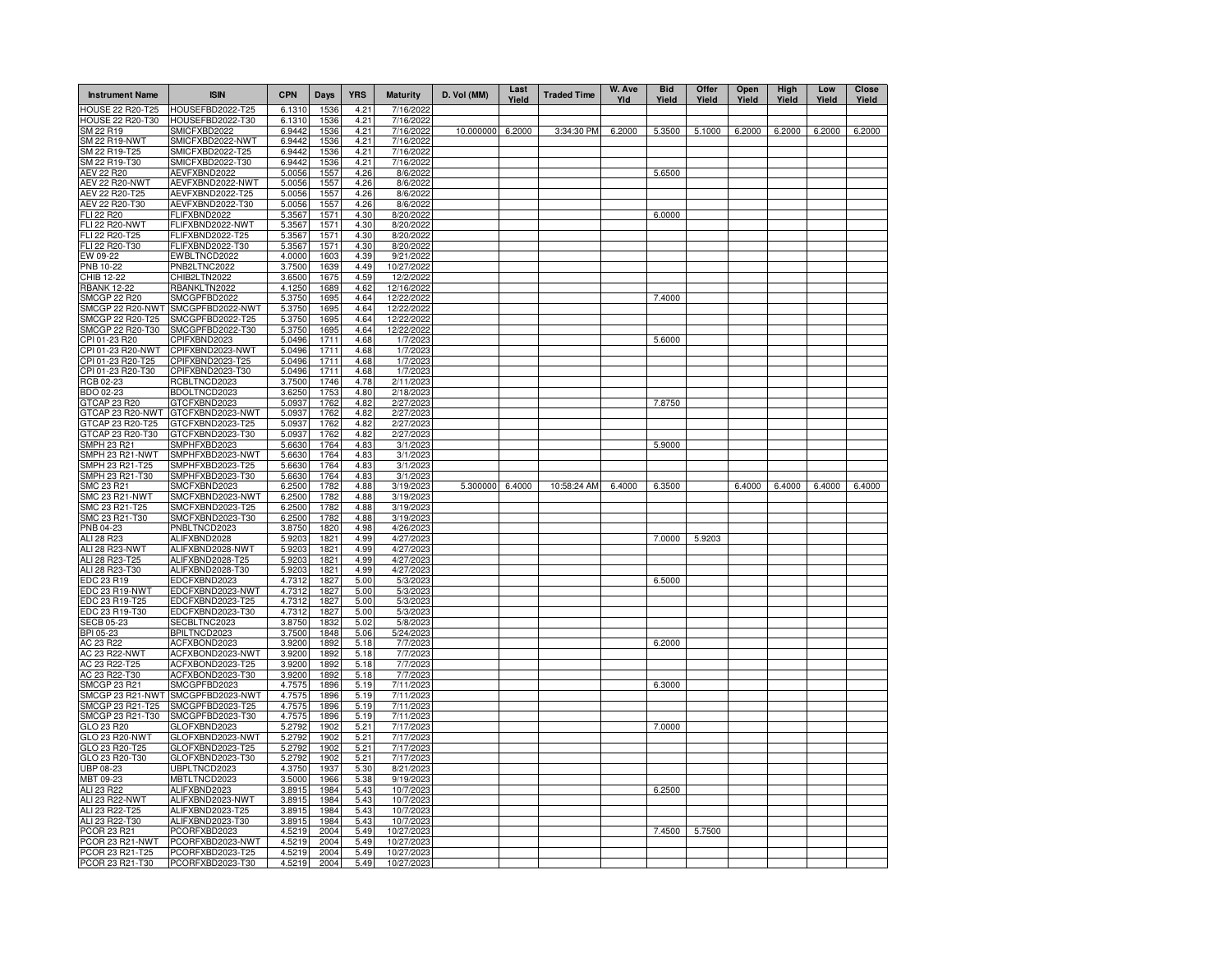| Instrument Name | ISIN | CPN | Days | YRS | Maturity | D. Vol (MM) | Last Yield | Traded Time | W. Ave Yld | Bid Yield | Offer Yield | Open Yield | High Yield | Low Yield | Close Yield |
|---|---|---|---|---|---|---|---|---|---|---|---|---|---|---|---|
| HOUSE 22 R20-T25 | HOUSEFBD2022-T25 | 6.1310 | 1536 | 4.21 | 7/16/2022 | | | | | | | | | | |
| HOUSE 22 R20-T30 | HOUSEFBD2022-T30 | 6.1310 | 1536 | 4.21 | 7/16/2022 | | | | | | | | | | |
| SM 22 R19 | SMICFXBD2022 | 6.9442 | 1536 | 4.21 | 7/16/2022 | 10.000000 | 6.2000 | 3:34:30 PM | 6.2000 | 5.3500 | 5.1000 | 6.2000 | 6.2000 | 6.2000 | 6.2000 |
| SM 22 R19-NWT | SMICFXBD2022-NWT | 6.9442 | 1536 | 4.21 | 7/16/2022 | | | | | | | | | | |
| SM 22 R19-T25 | SMICFXBD2022-T25 | 6.9442 | 1536 | 4.21 | 7/16/2022 | | | | | | | | | | |
| SM 22 R19-T30 | SMICFXBD2022-T30 | 6.9442 | 1536 | 4.21 | 7/16/2022 | | | | | | | | | | |
| AEV 22 R20 | AEVFXBND2022 | 5.0056 | 1557 | 4.26 | 8/6/2022 | | | | | 5.6500 | | | | | |
| AEV 22 R20-NWT | AEVFXBND2022-NWT | 5.0056 | 1557 | 4.26 | 8/6/2022 | | | | | | | | | | |
| AEV 22 R20-T25 | AEVFXBND2022-T25 | 5.0056 | 1557 | 4.26 | 8/6/2022 | | | | | | | | | | |
| AEV 22 R20-T30 | AEVFXBND2022-T30 | 5.0056 | 1557 | 4.26 | 8/6/2022 | | | | | | | | | | |
| FLI 22 R20 | FLIFXBND2022 | 5.3567 | 1571 | 4.30 | 8/20/2022 | | | | | 6.0000 | | | | | |
| FLI 22 R20-NWT | FLIFXBND2022-NWT | 5.3567 | 1571 | 4.30 | 8/20/2022 | | | | | | | | | | |
| FLI 22 R20-T25 | FLIFXBND2022-T25 | 5.3567 | 1571 | 4.30 | 8/20/2022 | | | | | | | | | | |
| FLI 22 R20-T30 | FLIFXBND2022-T30 | 5.3567 | 1571 | 4.30 | 8/20/2022 | | | | | | | | | | |
| EW 09-22 | EWBLTNCD2022 | 4.0000 | 1603 | 4.39 | 9/21/2022 | | | | | | | | | | |
| PNB 10-22 | PNB2LTNC2022 | 3.7500 | 1639 | 4.49 | 10/27/2022 | | | | | | | | | | |
| CHIB 12-22 | CHIB2LTN2022 | 3.6500 | 1675 | 4.59 | 12/2/2022 | | | | | | | | | | |
| RBANK 12-22 | RBANKLTN2022 | 4.1250 | 1689 | 4.62 | 12/16/2022 | | | | | | | | | | |
| SMCGP 22 R20 | SMCGPFBD2022 | 5.3750 | 1695 | 4.64 | 12/22/2022 | | | | | 7.4000 | | | | | |
| SMCGP 22 R20-NWT | SMCGPFBD2022-NWT | 5.3750 | 1695 | 4.64 | 12/22/2022 | | | | | | | | | | |
| SMCGP 22 R20-T25 | SMCGPFBD2022-T25 | 5.3750 | 1695 | 4.64 | 12/22/2022 | | | | | | | | | | |
| SMCGP 22 R20-T30 | SMCGPFBD2022-T30 | 5.3750 | 1695 | 4.64 | 12/22/2022 | | | | | | | | | | |
| CPI 01-23 R20 | CPIFXBND2023 | 5.0496 | 1711 | 4.68 | 1/7/2023 | | | | | 5.6000 | | | | | |
| CPI 01-23 R20-NWT | CPIFXBND2023-NWT | 5.0496 | 1711 | 4.68 | 1/7/2023 | | | | | | | | | | |
| CPI 01-23 R20-T25 | CPIFXBND2023-T25 | 5.0496 | 1711 | 4.68 | 1/7/2023 | | | | | | | | | | |
| CPI 01-23 R20-T30 | CPIFXBND2023-T30 | 5.0496 | 1711 | 4.68 | 1/7/2023 | | | | | | | | | | |
| RCB 02-23 | RCBLTNCD2023 | 3.7500 | 1746 | 4.78 | 2/11/2023 | | | | | | | | | | |
| BDO 02-23 | BDOLTNCD2023 | 3.6250 | 1753 | 4.80 | 2/18/2023 | | | | | | | | | | |
| GTCAP 23 R20 | GTCFXBND2023 | 5.0937 | 1762 | 4.82 | 2/27/2023 | | | | | 7.8750 | | | | | |
| GTCAP 23 R20-NWT | GTCFXBND2023-NWT | 5.0937 | 1762 | 4.82 | 2/27/2023 | | | | | | | | | | |
| GTCAP 23 R20-T25 | GTCFXBND2023-T25 | 5.0937 | 1762 | 4.82 | 2/27/2023 | | | | | | | | | | |
| GTCAP 23 R20-T30 | GTCFXBND2023-T30 | 5.0937 | 1762 | 4.82 | 2/27/2023 | | | | | | | | | | |
| SMPH 23 R21 | SMPHFXBD2023 | 5.6630 | 1764 | 4.83 | 3/1/2023 | | | | | 5.9000 | | | | | |
| SMPH 23 R21-NWT | SMPHFXBD2023-NWT | 5.6630 | 1764 | 4.83 | 3/1/2023 | | | | | | | | | | |
| SMPH 23 R21-T25 | SMPHFXBD2023-T25 | 5.6630 | 1764 | 4.83 | 3/1/2023 | | | | | | | | | | |
| SMPH 23 R21-T30 | SMPHFXBD2023-T30 | 5.6630 | 1764 | 4.83 | 3/1/2023 | | | | | | | | | | |
| SMC 23 R21 | SMCFXBND2023 | 6.2500 | 1782 | 4.88 | 3/19/2023 | 5.300000 | 6.4000 | 10:58:24 AM | 6.4000 | 6.3500 | | 6.4000 | 6.4000 | 6.4000 | 6.4000 |
| SMC 23 R21-NWT | SMCFXBND2023-NWT | 6.2500 | 1782 | 4.88 | 3/19/2023 | | | | | | | | | | |
| SMC 23 R21-T25 | SMCFXBND2023-T25 | 6.2500 | 1782 | 4.88 | 3/19/2023 | | | | | | | | | | |
| SMC 23 R21-T30 | SMCFXBND2023-T30 | 6.2500 | 1782 | 4.88 | 3/19/2023 | | | | | | | | | | |
| PNB 04-23 | PNBLTNCD2023 | 3.8750 | 1820 | 4.98 | 4/26/2023 | | | | | | | | | | |
| ALI 28 R23 | ALIFXBND2028 | 5.9203 | 1821 | 4.99 | 4/27/2023 | | | | | 7.0000 | 5.9203 | | | | |
| ALI 28 R23-NWT | ALIFXBND2028-NWT | 5.9203 | 1821 | 4.99 | 4/27/2023 | | | | | | | | | | |
| ALI 28 R23-T25 | ALIFXBND2028-T25 | 5.9203 | 1821 | 4.99 | 4/27/2023 | | | | | | | | | | |
| ALI 28 R23-T30 | ALIFXBND2028-T30 | 5.9203 | 1821 | 4.99 | 4/27/2023 | | | | | | | | | | |
| EDC 23 R19 | EDCFXBND2023 | 4.7312 | 1827 | 5.00 | 5/3/2023 | | | | | 6.5000 | | | | | |
| EDC 23 R19-NWT | EDCFXBND2023-NWT | 4.7312 | 1827 | 5.00 | 5/3/2023 | | | | | | | | | | |
| EDC 23 R19-T25 | EDCFXBND2023-T25 | 4.7312 | 1827 | 5.00 | 5/3/2023 | | | | | | | | | | |
| EDC 23 R19-T30 | EDCFXBND2023-T30 | 4.7312 | 1827 | 5.00 | 5/3/2023 | | | | | | | | | | |
| SECB 05-23 | SECBLTNC2023 | 3.8750 | 1832 | 5.02 | 5/8/2023 | | | | | | | | | | |
| BPI 05-23 | BPILTNCD2023 | 3.7500 | 1848 | 5.06 | 5/24/2023 | | | | | | | | | | |
| AC 23 R22 | ACFXBOND2023 | 3.9200 | 1892 | 5.18 | 7/7/2023 | | | | | 6.2000 | | | | | |
| AC 23 R22-NWT | ACFXBOND2023-NWT | 3.9200 | 1892 | 5.18 | 7/7/2023 | | | | | | | | | | |
| AC 23 R22-T25 | ACFXBOND2023-T25 | 3.9200 | 1892 | 5.18 | 7/7/2023 | | | | | | | | | | |
| AC 23 R22-T30 | ACFXBOND2023-T30 | 3.9200 | 1892 | 5.18 | 7/7/2023 | | | | | | | | | | |
| SMCGP 23 R21 | SMCGPFBD2023 | 4.7575 | 1896 | 5.19 | 7/11/2023 | | | | | 6.3000 | | | | | |
| SMCGP 23 R21-NWT | SMCGPFBD2023-NWT | 4.7575 | 1896 | 5.19 | 7/11/2023 | | | | | | | | | | |
| SMCGP 23 R21-T25 | SMCGPFBD2023-T25 | 4.7575 | 1896 | 5.19 | 7/11/2023 | | | | | | | | | | |
| SMCGP 23 R21-T30 | SMCGPFBD2023-T30 | 4.7575 | 1896 | 5.19 | 7/11/2023 | | | | | | | | | | |
| GLO 23 R20 | GLOFXBND2023 | 5.2792 | 1902 | 5.21 | 7/17/2023 | | | | | 7.0000 | | | | | |
| GLO 23 R20-NWT | GLOFXBND2023-NWT | 5.2792 | 1902 | 5.21 | 7/17/2023 | | | | | | | | | | |
| GLO 23 R20-T25 | GLOFXBND2023-T25 | 5.2792 | 1902 | 5.21 | 7/17/2023 | | | | | | | | | | |
| GLO 23 R20-T30 | GLOFXBND2023-T30 | 5.2792 | 1902 | 5.21 | 7/17/2023 | | | | | | | | | | |
| UBP 08-23 | UBPLTNCD2023 | 4.3750 | 1937 | 5.30 | 8/21/2023 | | | | | | | | | | |
| MBT 09-23 | MBTLTNCD2023 | 3.5000 | 1966 | 5.38 | 9/19/2023 | | | | | | | | | | |
| ALI 23 R22 | ALIFXBND2023 | 3.8915 | 1984 | 5.43 | 10/7/2023 | | | | | 6.2500 | | | | | |
| ALI 23 R22-NWT | ALIFXBND2023-NWT | 3.8915 | 1984 | 5.43 | 10/7/2023 | | | | | | | | | | |
| ALI 23 R22-T25 | ALIFXBND2023-T25 | 3.8915 | 1984 | 5.43 | 10/7/2023 | | | | | | | | | | |
| ALI 23 R22-T30 | ALIFXBND2023-T30 | 3.8915 | 1984 | 5.43 | 10/7/2023 | | | | | | | | | | |
| PCOR 23 R21 | PCORFXBD2023 | 4.5219 | 2004 | 5.49 | 10/27/2023 | | | | | 7.4500 | 5.7500 | | | | |
| PCOR 23 R21-NWT | PCORFXBD2023-NWT | 4.5219 | 2004 | 5.49 | 10/27/2023 | | | | | | | | | | |
| PCOR 23 R21-T25 | PCORFXBD2023-T25 | 4.5219 | 2004 | 5.49 | 10/27/2023 | | | | | | | | | | |
| PCOR 23 R21-T30 | PCORFXBD2023-T30 | 4.5219 | 2004 | 5.49 | 10/27/2023 | | | | | | | | | | |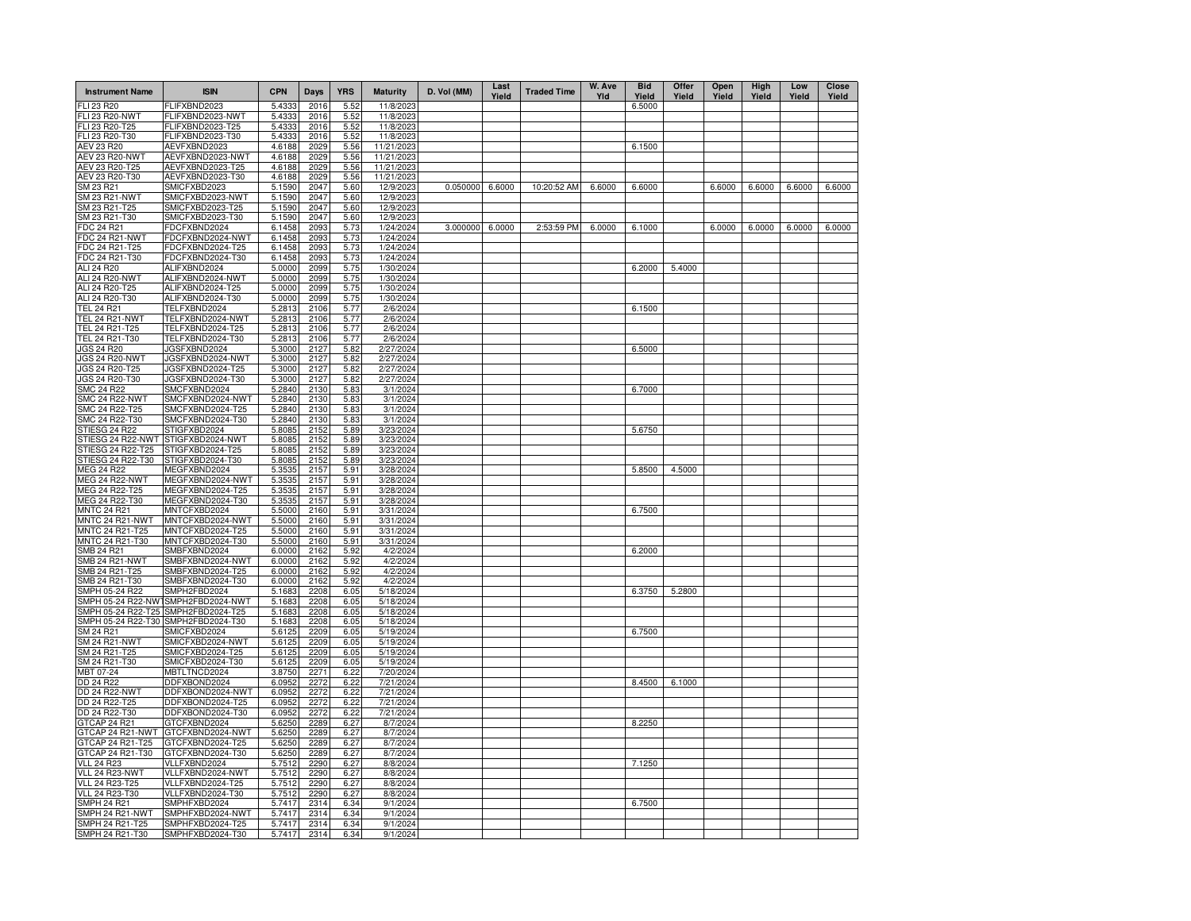| Instrument Name | ISIN | CPN | Days | YRS | Maturity | D. Vol (MM) | Last Yield | Traded Time | W. Ave Yld | Bid Yield | Offer Yield | Open Yield | High Yield | Low Yield | Close Yield |
|---|---|---|---|---|---|---|---|---|---|---|---|---|---|---|---|
| FLI 23 R20 | FLIFXBND2023 | 5.4333 | 2016 | 5.52 | 11/8/2023 | | | | | 6.5000 | | | | | |
| FLI 23 R20-NWT | FLIFXBND2023-NWT | 5.4333 | 2016 | 5.52 | 11/8/2023 | | | | | | | | | | |
| FLI 23 R20-T25 | FLIFXBND2023-T25 | 5.4333 | 2016 | 5.52 | 11/8/2023 | | | | | | | | | | |
| FLI 23 R20-T30 | FLIFXBND2023-T30 | 5.4333 | 2016 | 5.52 | 11/8/2023 | | | | | | | | | | |
| AEV 23 R20 | AEVFXBND2023 | 4.6188 | 2029 | 5.56 | 11/21/2023 | | | | | 6.1500 | | | | | |
| AEV 23 R20-NWT | AEVFXBND2023-NWT | 4.6188 | 2029 | 5.56 | 11/21/2023 | | | | | | | | | | |
| AEV 23 R20-T25 | AEVFXBND2023-T25 | 4.6188 | 2029 | 5.56 | 11/21/2023 | | | | | | | | | | |
| AEV 23 R20-T30 | AEVFXBND2023-T30 | 4.6188 | 2029 | 5.56 | 11/21/2023 | | | | | | | | | | |
| SM 23 R21 | SMICFXBD2023 | 5.1590 | 2047 | 5.60 | 12/9/2023 | 0.050000 | 6.6000 | 10:20:52 AM | 6.6000 | 6.6000 | | 6.6000 | 6.6000 | 6.6000 | 6.6000 |
| SM 23 R21-NWT | SMICFXBD2023-NWT | 5.1590 | 2047 | 5.60 | 12/9/2023 | | | | | | | | | | |
| SM 23 R21-T25 | SMICFXBD2023-T25 | 5.1590 | 2047 | 5.60 | 12/9/2023 | | | | | | | | | | |
| SM 23 R21-T30 | SMICFXBD2023-T30 | 5.1590 | 2047 | 5.60 | 12/9/2023 | | | | | | | | | | |
| FDC 24 R21 | FDCFXBND2024 | 6.1458 | 2093 | 5.73 | 1/24/2024 | 3.000000 | 6.0000 | 2:53:59 PM | 6.0000 | 6.1000 | | 6.0000 | 6.0000 | 6.0000 | 6.0000 |
| FDC 24 R21-NWT | FDCFXBND2024-NWT | 6.1458 | 2093 | 5.73 | 1/24/2024 | | | | | | | | | | |
| FDC 24 R21-T25 | FDCFXBND2024-T25 | 6.1458 | 2093 | 5.73 | 1/24/2024 | | | | | | | | | | |
| FDC 24 R21-T30 | FDCFXBND2024-T30 | 6.1458 | 2093 | 5.73 | 1/24/2024 | | | | | | | | | | |
| ALI 24 R20 | ALIFXBND2024 | 5.0000 | 2099 | 5.75 | 1/30/2024 | | | | | 6.2000 | 5.4000 | | | | |
| ALI 24 R20-NWT | ALIFXBND2024-NWT | 5.0000 | 2099 | 5.75 | 1/30/2024 | | | | | | | | | | |
| ALI 24 R20-T25 | ALIFXBND2024-T25 | 5.0000 | 2099 | 5.75 | 1/30/2024 | | | | | | | | | | |
| ALI 24 R20-T30 | ALIFXBND2024-T30 | 5.0000 | 2099 | 5.75 | 1/30/2024 | | | | | | | | | | |
| TEL 24 R21 | TELFXBND2024 | 5.2813 | 2106 | 5.77 | 2/6/2024 | | | | | 6.1500 | | | | | |
| TEL 24 R21-NWT | TELFXBND2024-NWT | 5.2813 | 2106 | 5.77 | 2/6/2024 | | | | | | | | | | |
| TEL 24 R21-T25 | TELFXBND2024-T25 | 5.2813 | 2106 | 5.77 | 2/6/2024 | | | | | | | | | | |
| TEL 24 R21-T30 | TELFXBND2024-T30 | 5.2813 | 2106 | 5.77 | 2/6/2024 | | | | | | | | | | |
| JGS 24 R20 | JGSFXBND2024 | 5.3000 | 2127 | 5.82 | 2/27/2024 | | | | | 6.5000 | | | | | |
| JGS 24 R20-NWT | JGSFXBND2024-NWT | 5.3000 | 2127 | 5.82 | 2/27/2024 | | | | | | | | | | |
| JGS 24 R20-T25 | JGSFXBND2024-T25 | 5.3000 | 2127 | 5.82 | 2/27/2024 | | | | | | | | | | |
| JGS 24 R20-T30 | JGSFXBND2024-T30 | 5.3000 | 2127 | 5.82 | 2/27/2024 | | | | | | | | | | |
| SMC 24 R22 | SMCFXBND2024 | 5.2840 | 2130 | 5.83 | 3/1/2024 | | | | | 6.7000 | | | | | |
| SMC 24 R22-NWT | SMCFXBND2024-NWT | 5.2840 | 2130 | 5.83 | 3/1/2024 | | | | | | | | | | |
| SMC 24 R22-T25 | SMCFXBND2024-T25 | 5.2840 | 2130 | 5.83 | 3/1/2024 | | | | | | | | | | |
| SMC 24 R22-T30 | SMCFXBND2024-T30 | 5.2840 | 2130 | 5.83 | 3/1/2024 | | | | | | | | | | |
| STIESG 24 R22 | STIGFXBD2024 | 5.8085 | 2152 | 5.89 | 3/23/2024 | | | | | 5.6750 | | | | | |
| STIESG 24 R22-NWT | STIGFXBD2024-NWT | 5.8085 | 2152 | 5.89 | 3/23/2024 | | | | | | | | | | |
| STIESG 24 R22-T25 | STIGFXBD2024-T25 | 5.8085 | 2152 | 5.89 | 3/23/2024 | | | | | | | | | | |
| STIESG 24 R22-T30 | STIGFXBD2024-T30 | 5.8085 | 2152 | 5.89 | 3/23/2024 | | | | | | | | | | |
| MEG 24 R22 | MEGFXBND2024 | 5.3535 | 2157 | 5.91 | 3/28/2024 | | | | | 5.8500 | 4.5000 | | | | |
| MEG 24 R22-NWT | MEGFXBND2024-NWT | 5.3535 | 2157 | 5.91 | 3/28/2024 | | | | | | | | | | |
| MEG 24 R22-T25 | MEGFXBND2024-T25 | 5.3535 | 2157 | 5.91 | 3/28/2024 | | | | | | | | | | |
| MEG 24 R22-T30 | MEGFXBND2024-T30 | 5.3535 | 2157 | 5.91 | 3/28/2024 | | | | | | | | | | |
| MNTC 24 R21 | MNTCFXBD2024 | 5.5000 | 2160 | 5.91 | 3/31/2024 | | | | | 6.7500 | | | | | |
| MNTC 24 R21-NWT | MNTCFXBD2024-NWT | 5.5000 | 2160 | 5.91 | 3/31/2024 | | | | | | | | | | |
| MNTC 24 R21-T25 | MNTCFXBD2024-T25 | 5.5000 | 2160 | 5.91 | 3/31/2024 | | | | | | | | | | |
| MNTC 24 R21-T30 | MNTCFXBD2024-T30 | 5.5000 | 2160 | 5.91 | 3/31/2024 | | | | | | | | | | |
| SMB 24 R21 | SMBFXBND2024 | 6.0000 | 2162 | 5.92 | 4/2/2024 | | | | | 6.2000 | | | | | |
| SMB 24 R21-NWT | SMBFXBND2024-NWT | 6.0000 | 2162 | 5.92 | 4/2/2024 | | | | | | | | | | |
| SMB 24 R21-T25 | SMBFXBND2024-T25 | 6.0000 | 2162 | 5.92 | 4/2/2024 | | | | | | | | | | |
| SMB 24 R21-T30 | SMBFXBND2024-T30 | 6.0000 | 2162 | 5.92 | 4/2/2024 | | | | | | | | | | |
| SMPH 05-24 R22 | SMPH2FBD2024 | 5.1683 | 2208 | 6.05 | 5/18/2024 | | | | | 6.3750 | 5.2800 | | | | |
| SMPH 05-24 R22-NWT | SMPH2FBD2024-NWT | 5.1683 | 2208 | 6.05 | 5/18/2024 | | | | | | | | | | |
| SMPH 05-24 R22-T25 | SMPH2FBD2024-T25 | 5.1683 | 2208 | 6.05 | 5/18/2024 | | | | | | | | | | |
| SMPH 05-24 R22-T30 | SMPH2FBD2024-T30 | 5.1683 | 2208 | 6.05 | 5/18/2024 | | | | | | | | | | |
| SM 24 R21 | SMICFXBD2024 | 5.6125 | 2209 | 6.05 | 5/19/2024 | | | | | 6.7500 | | | | | |
| SM 24 R21-NWT | SMICFXBD2024-NWT | 5.6125 | 2209 | 6.05 | 5/19/2024 | | | | | | | | | | |
| SM 24 R21-T25 | SMICFXBD2024-T25 | 5.6125 | 2209 | 6.05 | 5/19/2024 | | | | | | | | | | |
| SM 24 R21-T30 | SMICFXBD2024-T30 | 5.6125 | 2209 | 6.05 | 5/19/2024 | | | | | | | | | | |
| MBT 07-24 | MBTLTNCD2024 | 3.8750 | 2271 | 6.22 | 7/20/2024 | | | | | | | | | | |
| DD 24 R22 | DDFXBOND2024 | 6.0952 | 2272 | 6.22 | 7/21/2024 | | | | | 8.4500 | 6.1000 | | | | |
| DD 24 R22-NWT | DDFXBOND2024-NWT | 6.0952 | 2272 | 6.22 | 7/21/2024 | | | | | | | | | | |
| DD 24 R22-T25 | DDFXBOND2024-T25 | 6.0952 | 2272 | 6.22 | 7/21/2024 | | | | | | | | | | |
| DD 24 R22-T30 | DDFXBOND2024-T30 | 6.0952 | 2272 | 6.22 | 7/21/2024 | | | | | | | | | | |
| GTCAP 24 R21 | GTCFXBND2024 | 5.6250 | 2289 | 6.27 | 8/7/2024 | | | | | 8.2250 | | | | | |
| GTCAP 24 R21-NWT | GTCFXBND2024-NWT | 5.6250 | 2289 | 6.27 | 8/7/2024 | | | | | | | | | | |
| GTCAP 24 R21-T25 | GTCFXBND2024-T25 | 5.6250 | 2289 | 6.27 | 8/7/2024 | | | | | | | | | | |
| GTCAP 24 R21-T30 | GTCFXBND2024-T30 | 5.6250 | 2289 | 6.27 | 8/7/2024 | | | | | | | | | | |
| VLL 24 R23 | VLLFXBND2024 | 5.7512 | 2290 | 6.27 | 8/8/2024 | | | | | 7.1250 | | | | | |
| VLL 24 R23-NWT | VLLFXBND2024-NWT | 5.7512 | 2290 | 6.27 | 8/8/2024 | | | | | | | | | | |
| VLL 24 R23-T25 | VLLFXBND2024-T25 | 5.7512 | 2290 | 6.27 | 8/8/2024 | | | | | | | | | | |
| VLL 24 R23-T30 | VLLFXBND2024-T30 | 5.7512 | 2290 | 6.27 | 8/8/2024 | | | | | | | | | | |
| SMPH 24 R21 | SMPHFXBD2024 | 5.7417 | 2314 | 6.34 | 9/1/2024 | | | | | 6.7500 | | | | | |
| SMPH 24 R21-NWT | SMPHFXBD2024-NWT | 5.7417 | 2314 | 6.34 | 9/1/2024 | | | | | | | | | | |
| SMPH 24 R21-T25 | SMPHFXBD2024-T25 | 5.7417 | 2314 | 6.34 | 9/1/2024 | | | | | | | | | | |
| SMPH 24 R21-T30 | SMPHFXBD2024-T30 | 5.7417 | 2314 | 6.34 | 9/1/2024 | | | | | | | | | | |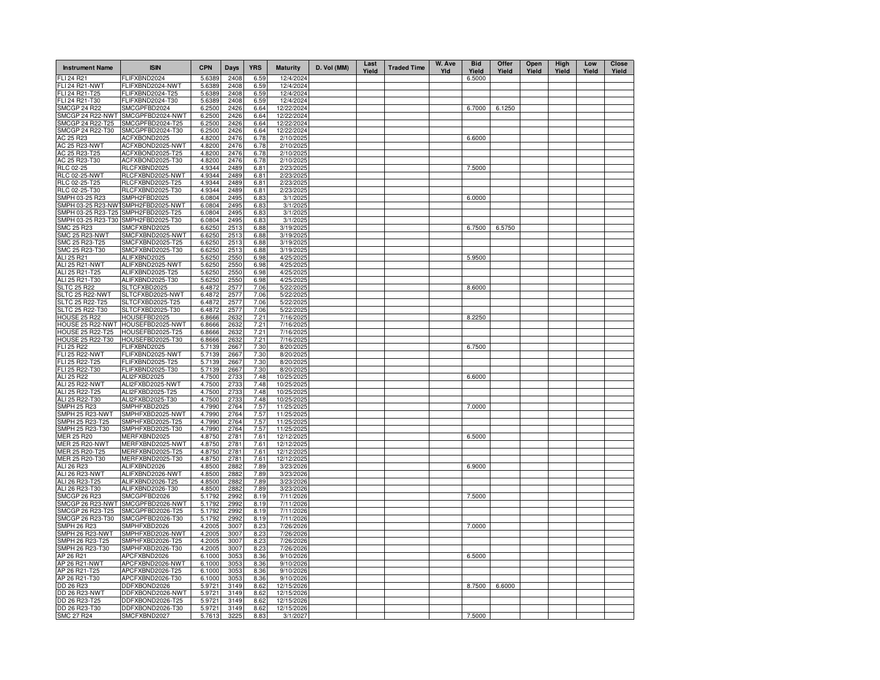| Instrument Name | ISIN | CPN | Days | YRS | Maturity | D. Vol (MM) | Last Yield | Traded Time | W. Ave Yld | Bid Yield | Offer Yield | Open Yield | High Yield | Low Yield | Close Yield |
|---|---|---|---|---|---|---|---|---|---|---|---|---|---|---|---|
| FLI 24 R21 | FLIFXBND2024 | 5.6389 | 2408 | 6.59 | 12/4/2024 | | | | | 6.5000 | | | | | |
| FLI 24 R21-NWT | FLIFXBND2024-NWT | 5.6389 | 2408 | 6.59 | 12/4/2024 | | | | | | | | | | |
| FLI 24 R21-T25 | FLIFXBND2024-T25 | 5.6389 | 2408 | 6.59 | 12/4/2024 | | | | | | | | | | |
| FLI 24 R21-T30 | FLIFXBND2024-T30 | 5.6389 | 2408 | 6.59 | 12/4/2024 | | | | | | | | | | |
| SMCGP 24 R22 | SMCGPFBD2024 | 6.2500 | 2426 | 6.64 | 12/22/2024 | | | | | 6.7000 | 6.1250 | | | | |
| SMCGP 24 R22-NWT | SMCGPFBD2024-NWT | 6.2500 | 2426 | 6.64 | 12/22/2024 | | | | | | | | | | |
| SMCGP 24 R22-T25 | SMCGPFBD2024-T25 | 6.2500 | 2426 | 6.64 | 12/22/2024 | | | | | | | | | | |
| SMCGP 24 R22-T30 | SMCGPFBD2024-T30 | 6.2500 | 2426 | 6.64 | 12/22/2024 | | | | | | | | | | |
| AC 25 R23 | ACFXBOND2025 | 4.8200 | 2476 | 6.78 | 2/10/2025 | | | | | 6.6000 | | | | | |
| AC 25 R23-NWT | ACFXBOND2025-NWT | 4.8200 | 2476 | 6.78 | 2/10/2025 | | | | | | | | | | |
| AC 25 R23-T25 | ACFXBOND2025-T25 | 4.8200 | 2476 | 6.78 | 2/10/2025 | | | | | | | | | | |
| AC 25 R23-T30 | ACFXBOND2025-T30 | 4.8200 | 2476 | 6.78 | 2/10/2025 | | | | | | | | | | |
| RLC 02-25 | RLCFXBND2025 | 4.9344 | 2489 | 6.81 | 2/23/2025 | | | | | 7.5000 | | | | | |
| RLC 02-25-NWT | RLCFXBND2025-NWT | 4.9344 | 2489 | 6.81 | 2/23/2025 | | | | | | | | | | |
| RLC 02-25-T25 | RLCFXBND2025-T25 | 4.9344 | 2489 | 6.81 | 2/23/2025 | | | | | | | | | | |
| RLC 02-25-T30 | RLCFXBND2025-T30 | 4.9344 | 2489 | 6.81 | 2/23/2025 | | | | | | | | | | |
| SMPH 03-25 R23 | SMPH2FBD2025 | 6.0804 | 2495 | 6.83 | 3/1/2025 | | | | | 6.0000 | | | | | |
| SMPH 03-25 R23-NWT | SMPH2FBD2025-NWT | 6.0804 | 2495 | 6.83 | 3/1/2025 | | | | | | | | | | |
| SMPH 03-25 R23-T25 | SMPH2FBD2025-T25 | 6.0804 | 2495 | 6.83 | 3/1/2025 | | | | | | | | | | |
| SMPH 03-25 R23-T30 | SMPH2FBD2025-T30 | 6.0804 | 2495 | 6.83 | 3/1/2025 | | | | | | | | | | |
| SMC 25 R23 | SMCFXBND2025 | 6.6250 | 2513 | 6.88 | 3/19/2025 | | | | | 6.7500 | 6.5750 | | | | |
| SMC 25 R23-NWT | SMCFXBND2025-NWT | 6.6250 | 2513 | 6.88 | 3/19/2025 | | | | | | | | | | |
| SMC 25 R23-T25 | SMCFXBND2025-T25 | 6.6250 | 2513 | 6.88 | 3/19/2025 | | | | | | | | | | |
| SMC 25 R23-T30 | SMCFXBND2025-T30 | 6.6250 | 2513 | 6.88 | 3/19/2025 | | | | | | | | | | |
| ALI 25 R21 | ALIFXBND2025 | 5.6250 | 2550 | 6.98 | 4/25/2025 | | | | | 5.9500 | | | | | |
| ALI 25 R21-NWT | ALIFXBND2025-NWT | 5.6250 | 2550 | 6.98 | 4/25/2025 | | | | | | | | | | |
| ALI 25 R21-T25 | ALIFXBND2025-T25 | 5.6250 | 2550 | 6.98 | 4/25/2025 | | | | | | | | | | |
| ALI 25 R21-T30 | ALIFXBND2025-T30 | 5.6250 | 2550 | 6.98 | 4/25/2025 | | | | | | | | | | |
| SLTC 25 R22 | SLTCFXBD2025 | 6.4872 | 2577 | 7.06 | 5/22/2025 | | | | | 8.6000 | | | | | |
| SLTC 25 R22-NWT | SLTCFXBD2025-NWT | 6.4872 | 2577 | 7.06 | 5/22/2025 | | | | | | | | | | |
| SLTC 25 R22-T25 | SLTCFXBD2025-T25 | 6.4872 | 2577 | 7.06 | 5/22/2025 | | | | | | | | | | |
| SLTC 25 R22-T30 | SLTCFXBD2025-T30 | 6.4872 | 2577 | 7.06 | 5/22/2025 | | | | | | | | | | |
| HOUSE 25 R22 | HOUSEFBD2025 | 6.8666 | 2632 | 7.21 | 7/16/2025 | | | | | 8.2250 | | | | | |
| HOUSE 25 R22-NWT | HOUSEFBD2025-NWT | 6.8666 | 2632 | 7.21 | 7/16/2025 | | | | | | | | | | |
| HOUSE 25 R22-T25 | HOUSEFBD2025-T25 | 6.8666 | 2632 | 7.21 | 7/16/2025 | | | | | | | | | | |
| HOUSE 25 R22-T30 | HOUSEFBD2025-T30 | 6.8666 | 2632 | 7.21 | 7/16/2025 | | | | | | | | | | |
| FLI 25 R22 | FLIFXBND2025 | 5.7139 | 2667 | 7.30 | 8/20/2025 | | | | | 6.7500 | | | | | |
| FLI 25 R22-NWT | FLIFXBND2025-NWT | 5.7139 | 2667 | 7.30 | 8/20/2025 | | | | | | | | | | |
| FLI 25 R22-T25 | FLIFXBND2025-T25 | 5.7139 | 2667 | 7.30 | 8/20/2025 | | | | | | | | | | |
| FLI 25 R22-T30 | FLIFXBND2025-T30 | 5.7139 | 2667 | 7.30 | 8/20/2025 | | | | | | | | | | |
| ALI 25 R22 | ALI2FXBD2025 | 4.7500 | 2733 | 7.48 | 10/25/2025 | | | | | 6.6000 | | | | | |
| ALI 25 R22-NWT | ALI2FXBD2025-NWT | 4.7500 | 2733 | 7.48 | 10/25/2025 | | | | | | | | | | |
| ALI 25 R22-T25 | ALI2FXBD2025-T25 | 4.7500 | 2733 | 7.48 | 10/25/2025 | | | | | | | | | | |
| ALI 25 R22-T30 | ALI2FXBD2025-T30 | 4.7500 | 2733 | 7.48 | 10/25/2025 | | | | | | | | | | |
| SMPH 25 R23 | SMPHFXBD2025 | 4.7990 | 2764 | 7.57 | 11/25/2025 | | | | | 7.0000 | | | | | |
| SMPH 25 R23-NWT | SMPHFXBD2025-NWT | 4.7990 | 2764 | 7.57 | 11/25/2025 | | | | | | | | | | |
| SMPH 25 R23-T25 | SMPHFXBD2025-T25 | 4.7990 | 2764 | 7.57 | 11/25/2025 | | | | | | | | | | |
| SMPH 25 R23-T30 | SMPHFXBD2025-T30 | 4.7990 | 2764 | 7.57 | 11/25/2025 | | | | | | | | | | |
| MER 25 R20 | MERFXBND2025 | 4.8750 | 2781 | 7.61 | 12/12/2025 | | | | | 6.5000 | | | | | |
| MER 25 R20-NWT | MERFXBND2025-NWT | 4.8750 | 2781 | 7.61 | 12/12/2025 | | | | | | | | | | |
| MER 25 R20-T25 | MERFXBND2025-T25 | 4.8750 | 2781 | 7.61 | 12/12/2025 | | | | | | | | | | |
| MER 25 R20-T30 | MERFXBND2025-T30 | 4.8750 | 2781 | 7.61 | 12/12/2025 | | | | | | | | | | |
| ALI 26 R23 | ALIFXBND2026 | 4.8500 | 2882 | 7.89 | 3/23/2026 | | | | | 6.9000 | | | | | |
| ALI 26 R23-NWT | ALIFXBND2026-NWT | 4.8500 | 2882 | 7.89 | 3/23/2026 | | | | | | | | | | |
| ALI 26 R23-T25 | ALIFXBND2026-T25 | 4.8500 | 2882 | 7.89 | 3/23/2026 | | | | | | | | | | |
| ALI 26 R23-T30 | ALIFXBND2026-T30 | 4.8500 | 2882 | 7.89 | 3/23/2026 | | | | | | | | | | |
| SMCGP 26 R23 | SMCGPFBD2026 | 5.1792 | 2992 | 8.19 | 7/11/2026 | | | | | 7.5000 | | | | | |
| SMCGP 26 R23-NWT | SMCGPFBD2026-NWT | 5.1792 | 2992 | 8.19 | 7/11/2026 | | | | | | | | | | |
| SMCGP 26 R23-T25 | SMCGPFBD2026-T25 | 5.1792 | 2992 | 8.19 | 7/11/2026 | | | | | | | | | | |
| SMCGP 26 R23-T30 | SMCGPFBD2026-T30 | 5.1792 | 2992 | 8.19 | 7/11/2026 | | | | | | | | | | |
| SMPH 26 R23 | SMPHFXBD2026 | 4.2005 | 3007 | 8.23 | 7/26/2026 | | | | | 7.0000 | | | | | |
| SMPH 26 R23-NWT | SMPHFXBD2026-NWT | 4.2005 | 3007 | 8.23 | 7/26/2026 | | | | | | | | | | |
| SMPH 26 R23-T25 | SMPHFXBD2026-T25 | 4.2005 | 3007 | 8.23 | 7/26/2026 | | | | | | | | | | |
| SMPH 26 R23-T30 | SMPHFXBD2026-T30 | 4.2005 | 3007 | 8.23 | 7/26/2026 | | | | | | | | | | |
| AP 26 R21 | APCFXBND2026 | 6.1000 | 3053 | 8.36 | 9/10/2026 | | | | | 6.5000 | | | | | |
| AP 26 R21-NWT | APCFXBND2026-NWT | 6.1000 | 3053 | 8.36 | 9/10/2026 | | | | | | | | | | |
| AP 26 R21-T25 | APCFXBND2026-T25 | 6.1000 | 3053 | 8.36 | 9/10/2026 | | | | | | | | | | |
| AP 26 R21-T30 | APCFXBND2026-T30 | 6.1000 | 3053 | 8.36 | 9/10/2026 | | | | | | | | | | |
| DD 26 R23 | DDFXBOND2026 | 5.9721 | 3149 | 8.62 | 12/15/2026 | | | | | 8.7500 | 6.6000 | | | | |
| DD 26 R23-NWT | DDFXBOND2026-NWT | 5.9721 | 3149 | 8.62 | 12/15/2026 | | | | | | | | | | |
| DD 26 R23-T25 | DDFXBOND2026-T25 | 5.9721 | 3149 | 8.62 | 12/15/2026 | | | | | | | | | | |
| DD 26 R23-T30 | DDFXBOND2026-T30 | 5.9721 | 3149 | 8.62 | 12/15/2026 | | | | | | | | | | |
| SMC 27 R24 | SMCFXBND2027 | 5.7613 | 3225 | 8.83 | 3/1/2027 | | | | | 7.5000 | | | | | |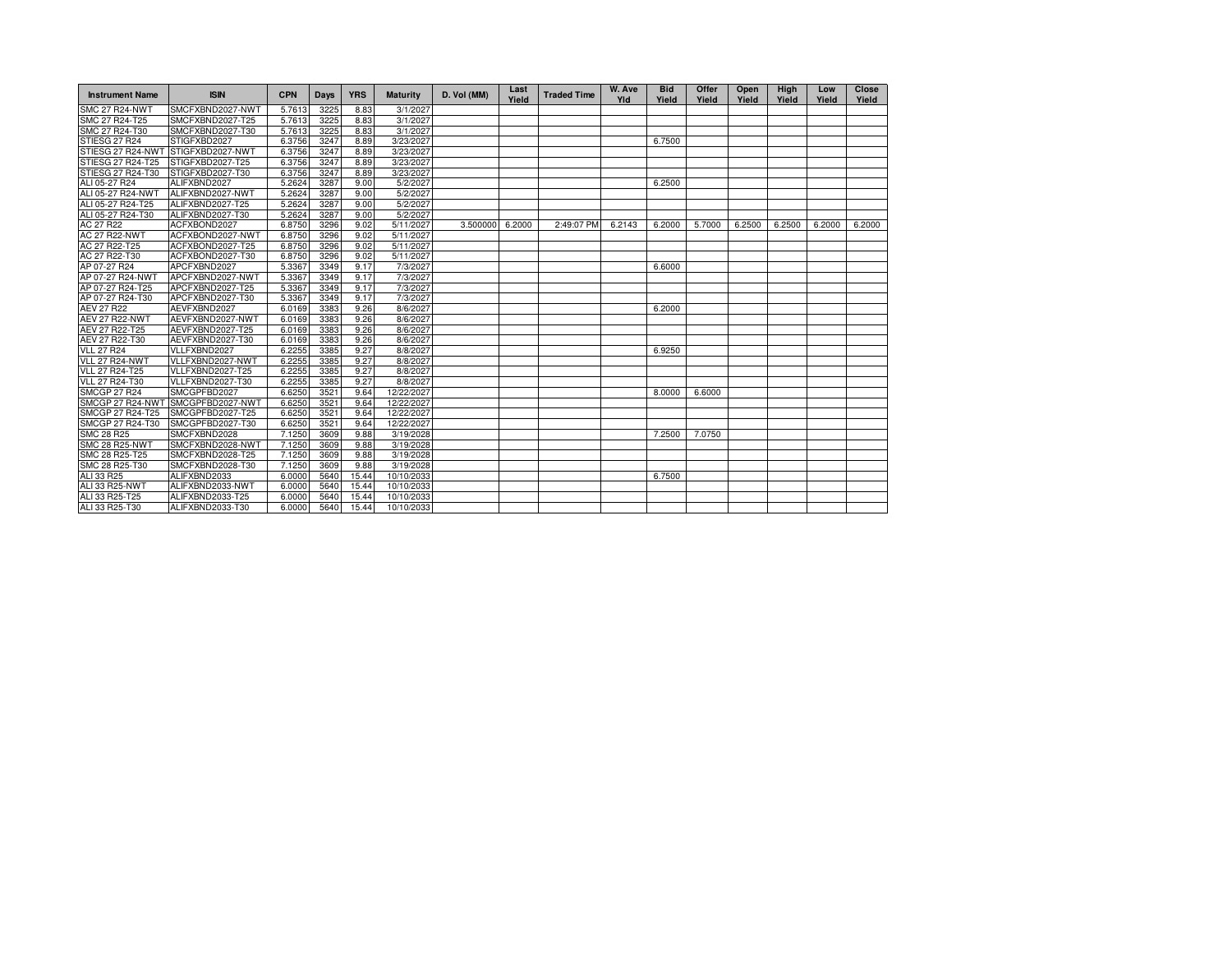| Instrument Name | ISIN | CPN | Days | YRS | Maturity | D. Vol (MM) | Last Yield | Traded Time | W. Ave Yld | Bid Yield | Offer Yield | Open Yield | High Yield | Low Yield | Close Yield |
|---|---|---|---|---|---|---|---|---|---|---|---|---|---|---|---|
| SMC 27 R24-NWT | SMCFXBND2027-NWT | 5.7613 | 3225 | 8.83 | 3/1/2027 | | | | | | | | | | |
| SMC 27 R24-T25 | SMCFXBND2027-T25 | 5.7613 | 3225 | 8.83 | 3/1/2027 | | | | | | | | | | |
| SMC 27 R24-T30 | SMCFXBND2027-T30 | 5.7613 | 3225 | 8.83 | 3/1/2027 | | | | | | | | | | |
| STIESG 27 R24 | STIGFXBD2027 | 6.3756 | 3247 | 8.89 | 3/23/2027 | | | | | 6.7500 | | | | | |
| STIESG 27 R24-NWT | STIGFXBD2027-NWT | 6.3756 | 3247 | 8.89 | 3/23/2027 | | | | | | | | | | |
| STIESG 27 R24-T25 | STIGFXBD2027-T25 | 6.3756 | 3247 | 8.89 | 3/23/2027 | | | | | | | | | | |
| STIESG 27 R24-T30 | STIGFXBD2027-T30 | 6.3756 | 3247 | 8.89 | 3/23/2027 | | | | | | | | | | |
| ALI 05-27 R24 | ALIFXBND2027 | 5.2624 | 3287 | 9.00 | 5/2/2027 | | | | | 6.2500 | | | | | |
| ALI 05-27 R24-NWT | ALIFXBND2027-NWT | 5.2624 | 3287 | 9.00 | 5/2/2027 | | | | | | | | | | |
| ALI 05-27 R24-T25 | ALIFXBND2027-T25 | 5.2624 | 3287 | 9.00 | 5/2/2027 | | | | | | | | | | |
| ALI 05-27 R24-T30 | ALIFXBND2027-T30 | 5.2624 | 3287 | 9.00 | 5/2/2027 | | | | | | | | | | |
| AC 27 R22 | ACFXBOND2027 | 6.8750 | 3296 | 9.02 | 5/11/2027 | 3.500000 | 6.2000 | 2:49:07 PM | 6.2143 | 6.2000 | 5.7000 | 6.2500 | 6.2500 | 6.2000 | 6.2000 |
| AC 27 R22-NWT | ACFXBOND2027-NWT | 6.8750 | 3296 | 9.02 | 5/11/2027 | | | | | | | | | | |
| AC 27 R22-T25 | ACFXBOND2027-T25 | 6.8750 | 3296 | 9.02 | 5/11/2027 | | | | | | | | | | |
| AC 27 R22-T30 | ACFXBOND2027-T30 | 6.8750 | 3296 | 9.02 | 5/11/2027 | | | | | | | | | | |
| AP 07-27 R24 | APCFXBND2027 | 5.3367 | 3349 | 9.17 | 7/3/2027 | | | | | 6.6000 | | | | | |
| AP 07-27 R24-NWT | APCFXBND2027-NWT | 5.3367 | 3349 | 9.17 | 7/3/2027 | | | | | | | | | | |
| AP 07-27 R24-T25 | APCFXBND2027-T25 | 5.3367 | 3349 | 9.17 | 7/3/2027 | | | | | | | | | | |
| AP 07-27 R24-T30 | APCFXBND2027-T30 | 5.3367 | 3349 | 9.17 | 7/3/2027 | | | | | | | | | | |
| AEV 27 R22 | AEVFXBND2027 | 6.0169 | 3383 | 9.26 | 8/6/2027 | | | | | 6.2000 | | | | | |
| AEV 27 R22-NWT | AEVFXBND2027-NWT | 6.0169 | 3383 | 9.26 | 8/6/2027 | | | | | | | | | | |
| AEV 27 R22-T25 | AEVFXBND2027-T25 | 6.0169 | 3383 | 9.26 | 8/6/2027 | | | | | | | | | | |
| AEV 27 R22-T30 | AEVFXBND2027-T30 | 6.0169 | 3383 | 9.26 | 8/6/2027 | | | | | | | | | | |
| VLL 27 R24 | VLLFXBND2027 | 6.2255 | 3385 | 9.27 | 8/8/2027 | | | | | 6.9250 | | | | | |
| VLL 27 R24-NWT | VLLFXBND2027-NWT | 6.2255 | 3385 | 9.27 | 8/8/2027 | | | | | | | | | | |
| VLL 27 R24-T25 | VLLFXBND2027-T25 | 6.2255 | 3385 | 9.27 | 8/8/2027 | | | | | | | | | | |
| VLL 27 R24-T30 | VLLFXBND2027-T30 | 6.2255 | 3385 | 9.27 | 8/8/2027 | | | | | | | | | | |
| SMCGP 27 R24 | SMCGPFBD2027 | 6.6250 | 3521 | 9.64 | 12/22/2027 | | | | | 8.0000 | 6.6000 | | | | |
| SMCGP 27 R24-NWT | SMCGPFBD2027-NWT | 6.6250 | 3521 | 9.64 | 12/22/2027 | | | | | | | | | | |
| SMCGP 27 R24-T25 | SMCGPFBD2027-T25 | 6.6250 | 3521 | 9.64 | 12/22/2027 | | | | | | | | | | |
| SMCGP 27 R24-T30 | SMCGPFBD2027-T30 | 6.6250 | 3521 | 9.64 | 12/22/2027 | | | | | | | | | | |
| SMC 28 R25 | SMCFXBND2028 | 7.1250 | 3609 | 9.88 | 3/19/2028 | | | | | 7.2500 | 7.0750 | | | | |
| SMC 28 R25-NWT | SMCFXBND2028-NWT | 7.1250 | 3609 | 9.88 | 3/19/2028 | | | | | | | | | | |
| SMC 28 R25-T25 | SMCFXBND2028-T25 | 7.1250 | 3609 | 9.88 | 3/19/2028 | | | | | | | | | | |
| SMC 28 R25-T30 | SMCFXBND2028-T30 | 7.1250 | 3609 | 9.88 | 3/19/2028 | | | | | | | | | | |
| ALI 33 R25 | ALIFXBND2033 | 6.0000 | 5640 | 15.44 | 10/10/2033 | | | | | 6.7500 | | | | | |
| ALI 33 R25-NWT | ALIFXBND2033-NWT | 6.0000 | 5640 | 15.44 | 10/10/2033 | | | | | | | | | | |
| ALI 33 R25-T25 | ALIFXBND2033-T25 | 6.0000 | 5640 | 15.44 | 10/10/2033 | | | | | | | | | | |
| ALI 33 R25-T30 | ALIFXBND2033-T30 | 6.0000 | 5640 | 15.44 | 10/10/2033 | | | | | | | | | | |